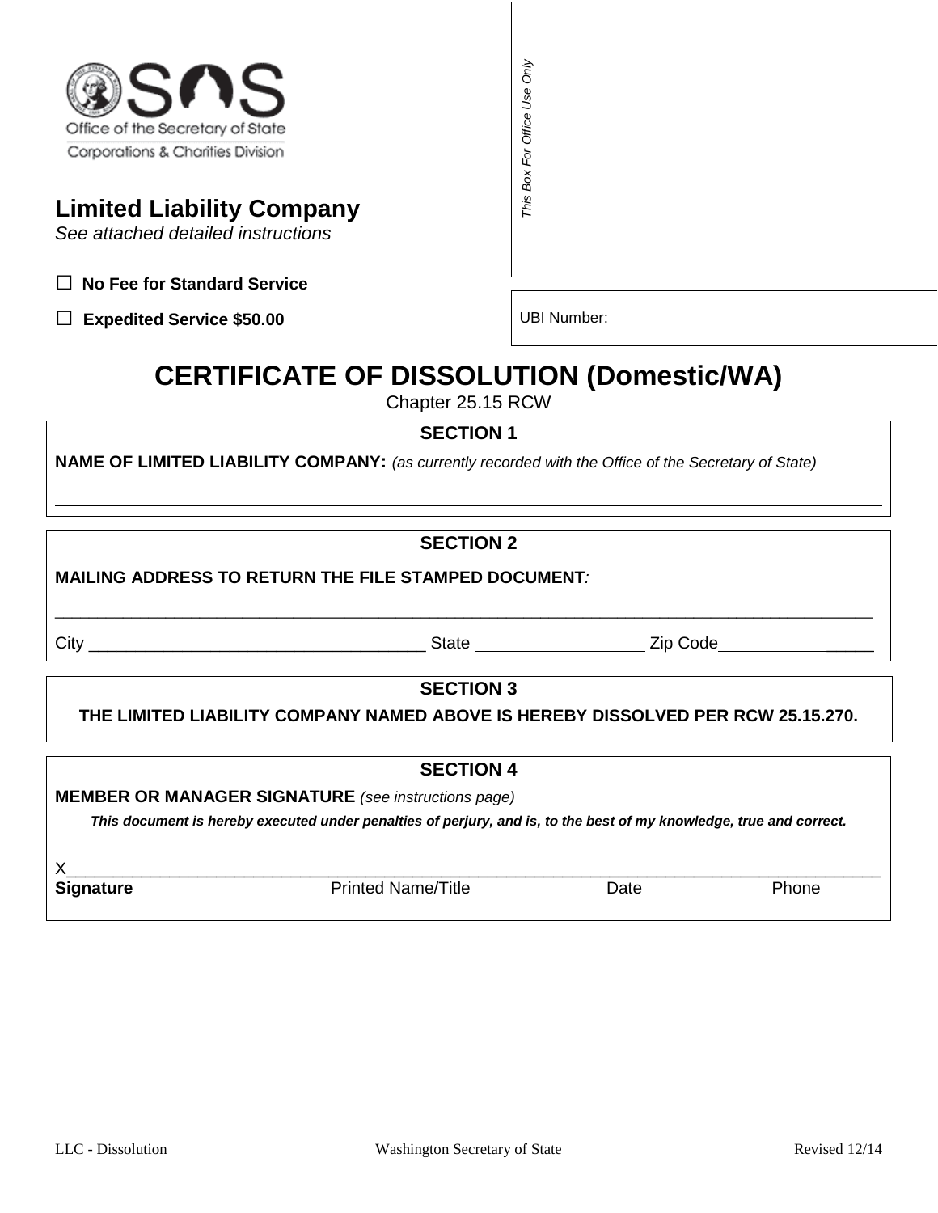Office of the Secretary of State

Corporations & Charities Division

## Limited Liability Company

*See attached detailed instructions*

☐ **No Fee for Standard Service**

☐ **Expedited Service $50.00**

*This Box For Office Use Only*

UBI Number:

# CERTIFICATE OF DISSOLUTION (Domestic/WA)

Chapter 25.15 RCW

### SECTION 1

**NAME OF LIMITED LIABILITY COMPANY:** *(as currently recorded with the Office of the Secretary of State)*

_______________________________________________________________________________

### SECTION 2

**MAILING ADDRESS TO RETURN THE FILE STAMPED DOCUMENT:**

_______________________________________________________________________________

City ___________________________________ State _________________ Zip Code_________________

### SECTION 3

**THE LIMITED LIABILITY COMPANY NAMED ABOVE IS HEREBY DISSOLVED PER RCW 25.15.270.**

### SECTION 4

**MEMBER OR MANAGER SIGNATURE** *(see instructions page)*

***This document is hereby executed under penalties of perjury, and is, to the best of my knowledge, true and correct.***

X_______________________________________________________________________________

**Signature** Printed Name/Title Date Phone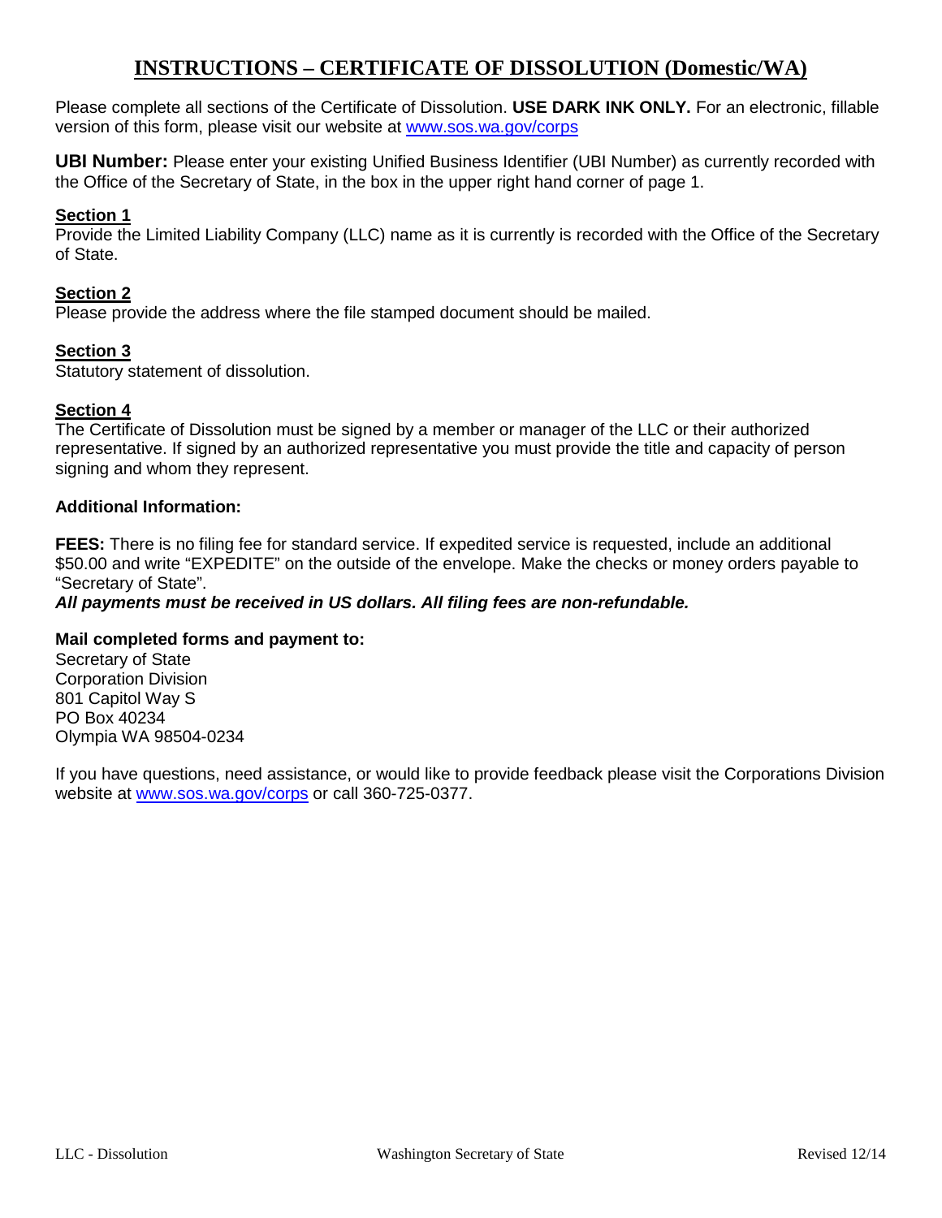# INSTRUCTIONS – CERTIFICATE OF DISSOLUTION (Domestic/WA)

Please complete all sections of the Certificate of Dissolution. **USE DARK INK ONLY.** For an electronic, fillable version of this form, please visit our website at www.sos.wa.gov/corps

**UBI Number:** Please enter your existing Unified Business Identifier (UBI Number) as currently recorded with the Office of the Secretary of State, in the box in the upper right hand corner of page 1.

**Section 1**
Provide the Limited Liability Company (LLC) name as it is currently is recorded with the Office of the Secretary of State.

**Section 2**
Please provide the address where the file stamped document should be mailed.

**Section 3**
Statutory statement of dissolution.

**Section 4**
The Certificate of Dissolution must be signed by a member or manager of the LLC or their authorized representative. If signed by an authorized representative you must provide the title and capacity of person signing and whom they represent.

**Additional Information:**

**FEES:** There is no filing fee for standard service. If expedited service is requested, include an additional $50.00 and write "EXPEDITE" on the outside of the envelope. Make the checks or money orders payable to "Secretary of State".
***All payments must be received in US dollars. All filing fees are non-refundable.***

**Mail completed forms and payment to:**
Secretary of State
Corporation Division
801 Capitol Way S
PO Box 40234
Olympia WA 98504-0234

If you have questions, need assistance, or would like to provide feedback please visit the Corporations Division website at www.sos.wa.gov/corps or call 360-725-0377.